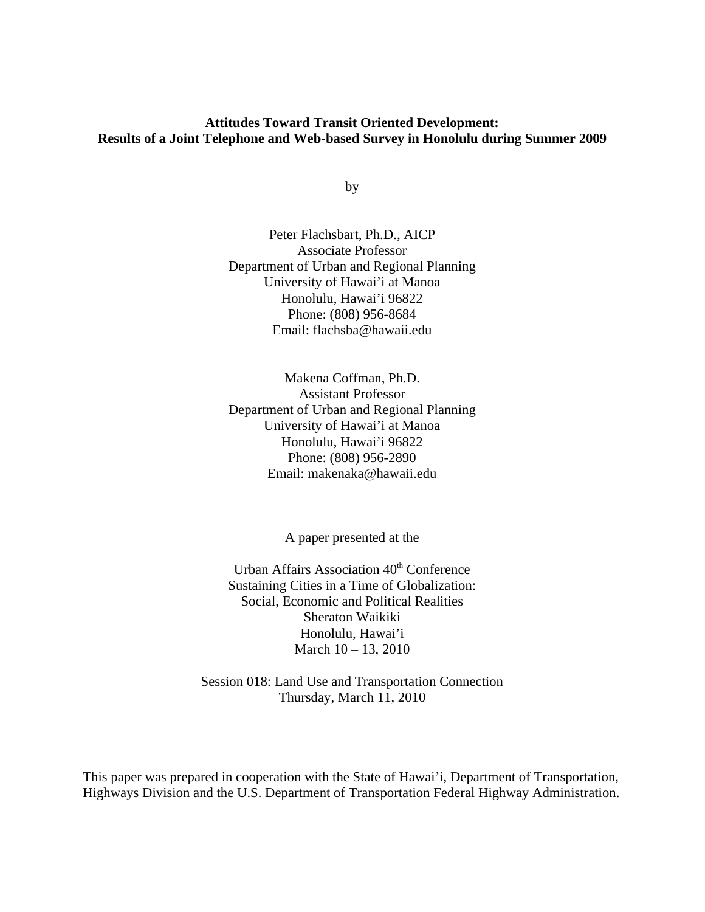**Attitudes Toward Transit Oriented Development:**
**Results of a Joint Telephone and Web-based Survey in Honolulu during Summer 2009**

by

Peter Flachsbart, Ph.D., AICP
Associate Professor
Department of Urban and Regional Planning
University of Hawai'i at Manoa
Honolulu, Hawai'i 96822
Phone: (808) 956-8684
Email: flachsba@hawaii.edu

Makena Coffman, Ph.D.
Assistant Professor
Department of Urban and Regional Planning
University of Hawai'i at Manoa
Honolulu, Hawai'i 96822
Phone: (808) 956-2890
Email: makenaka@hawaii.edu

A paper presented at the

Urban Affairs Association 40th Conference
Sustaining Cities in a Time of Globalization:
Social, Economic and Political Realities
Sheraton Waikiki
Honolulu, Hawai'i
March 10 – 13, 2010

Session 018: Land Use and Transportation Connection
Thursday, March 11, 2010

This paper was prepared in cooperation with the State of Hawai'i, Department of Transportation, Highways Division and the U.S. Department of Transportation Federal Highway Administration.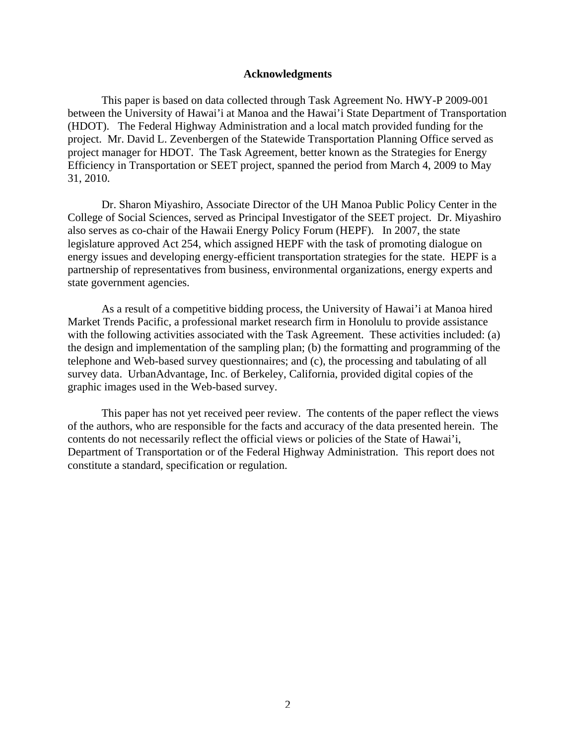## Acknowledgments

This paper is based on data collected through Task Agreement No. HWY-P 2009-001 between the University of Hawai'i at Manoa and the Hawai'i State Department of Transportation (HDOT). The Federal Highway Administration and a local match provided funding for the project. Mr. David L. Zevenbergen of the Statewide Transportation Planning Office served as project manager for HDOT. The Task Agreement, better known as the Strategies for Energy Efficiency in Transportation or SEET project, spanned the period from March 4, 2009 to May 31, 2010.

Dr. Sharon Miyashiro, Associate Director of the UH Manoa Public Policy Center in the College of Social Sciences, served as Principal Investigator of the SEET project. Dr. Miyashiro also serves as co-chair of the Hawaii Energy Policy Forum (HEPF). In 2007, the state legislature approved Act 254, which assigned HEPF with the task of promoting dialogue on energy issues and developing energy-efficient transportation strategies for the state. HEPF is a partnership of representatives from business, environmental organizations, energy experts and state government agencies.

As a result of a competitive bidding process, the University of Hawai'i at Manoa hired Market Trends Pacific, a professional market research firm in Honolulu to provide assistance with the following activities associated with the Task Agreement. These activities included: (a) the design and implementation of the sampling plan; (b) the formatting and programming of the telephone and Web-based survey questionnaires; and (c), the processing and tabulating of all survey data. UrbanAdvantage, Inc. of Berkeley, California, provided digital copies of the graphic images used in the Web-based survey.

This paper has not yet received peer review. The contents of the paper reflect the views of the authors, who are responsible for the facts and accuracy of the data presented herein. The contents do not necessarily reflect the official views or policies of the State of Hawai'i, Department of Transportation or of the Federal Highway Administration. This report does not constitute a standard, specification or regulation.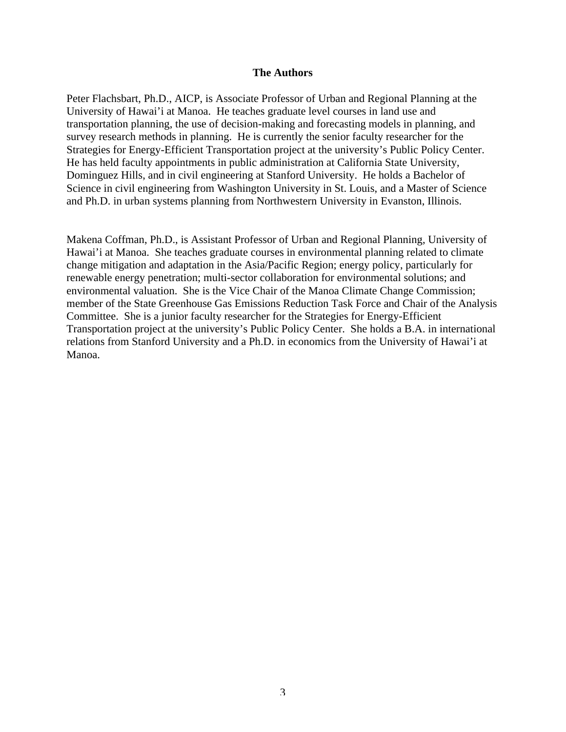## The Authors

Peter Flachsbart, Ph.D., AICP, is Associate Professor of Urban and Regional Planning at the University of Hawai'i at Manoa. He teaches graduate level courses in land use and transportation planning, the use of decision-making and forecasting models in planning, and survey research methods in planning. He is currently the senior faculty researcher for the Strategies for Energy-Efficient Transportation project at the university's Public Policy Center. He has held faculty appointments in public administration at California State University, Dominguez Hills, and in civil engineering at Stanford University. He holds a Bachelor of Science in civil engineering from Washington University in St. Louis, and a Master of Science and Ph.D. in urban systems planning from Northwestern University in Evanston, Illinois.

Makena Coffman, Ph.D., is Assistant Professor of Urban and Regional Planning, University of Hawai'i at Manoa. She teaches graduate courses in environmental planning related to climate change mitigation and adaptation in the Asia/Pacific Region; energy policy, particularly for renewable energy penetration; multi-sector collaboration for environmental solutions; and environmental valuation. She is the Vice Chair of the Manoa Climate Change Commission; member of the State Greenhouse Gas Emissions Reduction Task Force and Chair of the Analysis Committee. She is a junior faculty researcher for the Strategies for Energy-Efficient Transportation project at the university's Public Policy Center. She holds a B.A. in international relations from Stanford University and a Ph.D. in economics from the University of Hawai'i at Manoa.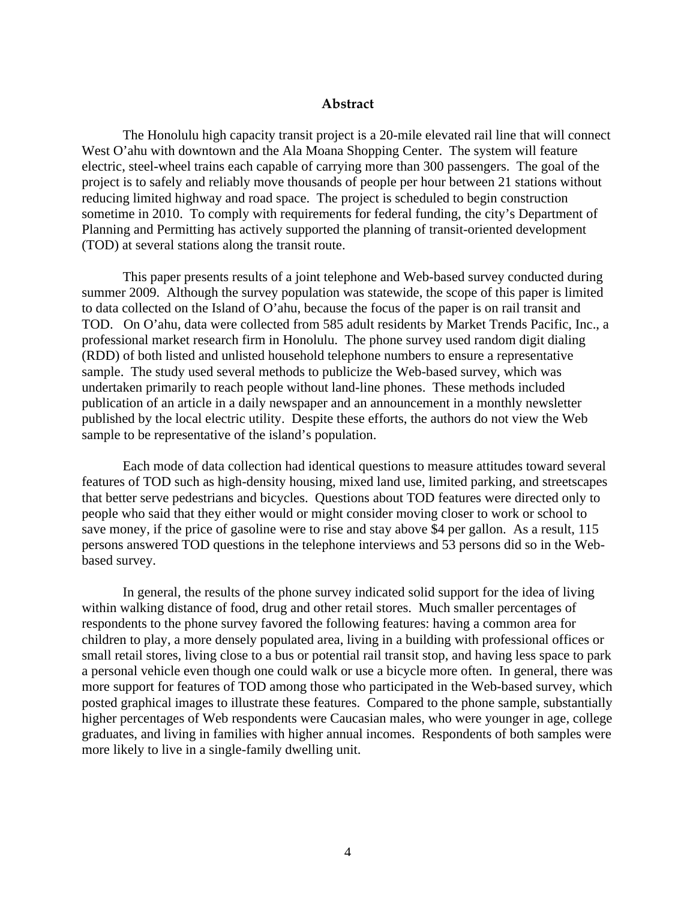# Abstract

The Honolulu high capacity transit project is a 20-mile elevated rail line that will connect West O'ahu with downtown and the Ala Moana Shopping Center. The system will feature electric, steel-wheel trains each capable of carrying more than 300 passengers. The goal of the project is to safely and reliably move thousands of people per hour between 21 stations without reducing limited highway and road space. The project is scheduled to begin construction sometime in 2010. To comply with requirements for federal funding, the city's Department of Planning and Permitting has actively supported the planning of transit-oriented development (TOD) at several stations along the transit route.

This paper presents results of a joint telephone and Web-based survey conducted during summer 2009. Although the survey population was statewide, the scope of this paper is limited to data collected on the Island of O'ahu, because the focus of the paper is on rail transit and TOD. On O'ahu, data were collected from 585 adult residents by Market Trends Pacific, Inc., a professional market research firm in Honolulu. The phone survey used random digit dialing (RDD) of both listed and unlisted household telephone numbers to ensure a representative sample. The study used several methods to publicize the Web-based survey, which was undertaken primarily to reach people without land-line phones. These methods included publication of an article in a daily newspaper and an announcement in a monthly newsletter published by the local electric utility. Despite these efforts, the authors do not view the Web sample to be representative of the island's population.

Each mode of data collection had identical questions to measure attitudes toward several features of TOD such as high-density housing, mixed land use, limited parking, and streetscapes that better serve pedestrians and bicycles. Questions about TOD features were directed only to people who said that they either would or might consider moving closer to work or school to save money, if the price of gasoline were to rise and stay above $4 per gallon. As a result, 115 persons answered TOD questions in the telephone interviews and 53 persons did so in the Web-based survey.

In general, the results of the phone survey indicated solid support for the idea of living within walking distance of food, drug and other retail stores. Much smaller percentages of respondents to the phone survey favored the following features: having a common area for children to play, a more densely populated area, living in a building with professional offices or small retail stores, living close to a bus or potential rail transit stop, and having less space to park a personal vehicle even though one could walk or use a bicycle more often. In general, there was more support for features of TOD among those who participated in the Web-based survey, which posted graphical images to illustrate these features. Compared to the phone sample, substantially higher percentages of Web respondents were Caucasian males, who were younger in age, college graduates, and living in families with higher annual incomes. Respondents of both samples were more likely to live in a single-family dwelling unit.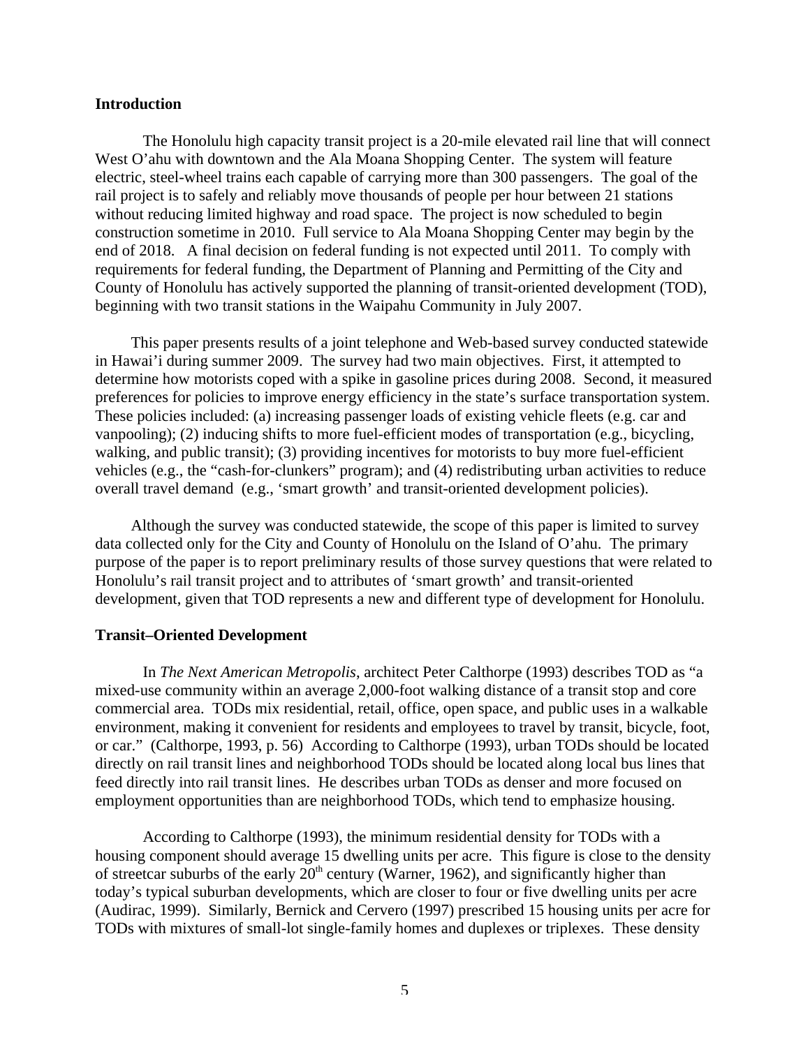## Introduction

The Honolulu high capacity transit project is a 20-mile elevated rail line that will connect West O'ahu with downtown and the Ala Moana Shopping Center. The system will feature electric, steel-wheel trains each capable of carrying more than 300 passengers. The goal of the rail project is to safely and reliably move thousands of people per hour between 21 stations without reducing limited highway and road space. The project is now scheduled to begin construction sometime in 2010. Full service to Ala Moana Shopping Center may begin by the end of 2018. A final decision on federal funding is not expected until 2011. To comply with requirements for federal funding, the Department of Planning and Permitting of the City and County of Honolulu has actively supported the planning of transit-oriented development (TOD), beginning with two transit stations in the Waipahu Community in July 2007.

This paper presents results of a joint telephone and Web-based survey conducted statewide in Hawai'i during summer 2009. The survey had two main objectives. First, it attempted to determine how motorists coped with a spike in gasoline prices during 2008. Second, it measured preferences for policies to improve energy efficiency in the state's surface transportation system. These policies included: (a) increasing passenger loads of existing vehicle fleets (e.g. car and vanpooling); (2) inducing shifts to more fuel-efficient modes of transportation (e.g., bicycling, walking, and public transit); (3) providing incentives for motorists to buy more fuel-efficient vehicles (e.g., the "cash-for-clunkers" program); and (4) redistributing urban activities to reduce overall travel demand (e.g., 'smart growth' and transit-oriented development policies).

Although the survey was conducted statewide, the scope of this paper is limited to survey data collected only for the City and County of Honolulu on the Island of O'ahu. The primary purpose of the paper is to report preliminary results of those survey questions that were related to Honolulu's rail transit project and to attributes of 'smart growth' and transit-oriented development, given that TOD represents a new and different type of development for Honolulu.

## Transit–Oriented Development

In *The Next American Metropolis*, architect Peter Calthorpe (1993) describes TOD as "a mixed-use community within an average 2,000-foot walking distance of a transit stop and core commercial area. TODs mix residential, retail, office, open space, and public uses in a walkable environment, making it convenient for residents and employees to travel by transit, bicycle, foot, or car." (Calthorpe, 1993, p. 56) According to Calthorpe (1993), urban TODs should be located directly on rail transit lines and neighborhood TODs should be located along local bus lines that feed directly into rail transit lines. He describes urban TODs as denser and more focused on employment opportunities than are neighborhood TODs, which tend to emphasize housing.

According to Calthorpe (1993), the minimum residential density for TODs with a housing component should average 15 dwelling units per acre. This figure is close to the density of streetcar suburbs of the early 20th century (Warner, 1962), and significantly higher than today's typical suburban developments, which are closer to four or five dwelling units per acre (Audirac, 1999). Similarly, Bernick and Cervero (1997) prescribed 15 housing units per acre for TODs with mixtures of small-lot single-family homes and duplexes or triplexes. These density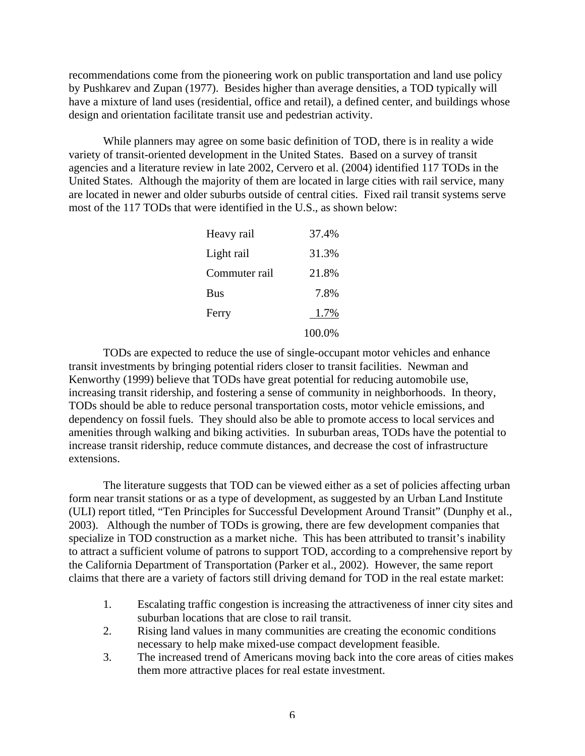recommendations come from the pioneering work on public transportation and land use policy by Pushkarev and Zupan (1977). Besides higher than average densities, a TOD typically will have a mixture of land uses (residential, office and retail), a defined center, and buildings whose design and orientation facilitate transit use and pedestrian activity.

While planners may agree on some basic definition of TOD, there is in reality a wide variety of transit-oriented development in the United States. Based on a survey of transit agencies and a literature review in late 2002, Cervero et al. (2004) identified 117 TODs in the United States. Although the majority of them are located in large cities with rail service, many are located in newer and older suburbs outside of central cities. Fixed rail transit systems serve most of the 117 TODs that were identified in the U.S., as shown below:

| | |
|---|---|
| Heavy rail | 37.4% |
| Light rail | 31.3% |
| Commuter rail | 21.8% |
| Bus | 7.8% |
| Ferry | 1.7% |
| | 100.0% |

TODs are expected to reduce the use of single-occupant motor vehicles and enhance transit investments by bringing potential riders closer to transit facilities. Newman and Kenworthy (1999) believe that TODs have great potential for reducing automobile use, increasing transit ridership, and fostering a sense of community in neighborhoods. In theory, TODs should be able to reduce personal transportation costs, motor vehicle emissions, and dependency on fossil fuels. They should also be able to promote access to local services and amenities through walking and biking activities. In suburban areas, TODs have the potential to increase transit ridership, reduce commute distances, and decrease the cost of infrastructure extensions.

The literature suggests that TOD can be viewed either as a set of policies affecting urban form near transit stations or as a type of development, as suggested by an Urban Land Institute (ULI) report titled, "Ten Principles for Successful Development Around Transit" (Dunphy et al., 2003). Although the number of TODs is growing, there are few development companies that specialize in TOD construction as a market niche. This has been attributed to transit's inability to attract a sufficient volume of patrons to support TOD, according to a comprehensive report by the California Department of Transportation (Parker et al., 2002). However, the same report claims that there are a variety of factors still driving demand for TOD in the real estate market:

1. Escalating traffic congestion is increasing the attractiveness of inner city sites and suburban locations that are close to rail transit.
2. Rising land values in many communities are creating the economic conditions necessary to help make mixed-use compact development feasible.
3. The increased trend of Americans moving back into the core areas of cities makes them more attractive places for real estate investment.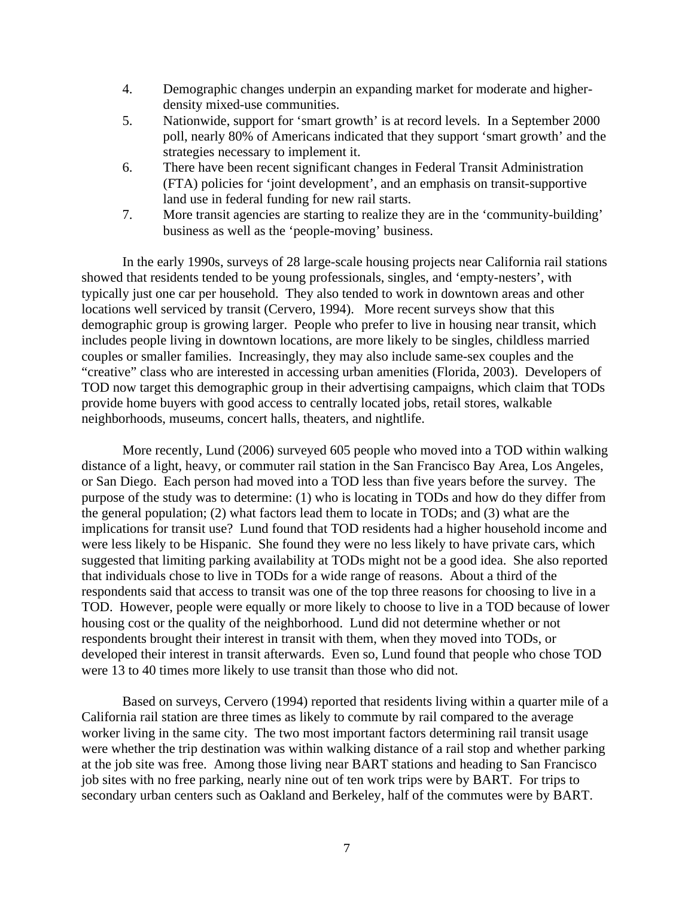4. Demographic changes underpin an expanding market for moderate and higher-density mixed-use communities.
5. Nationwide, support for 'smart growth' is at record levels. In a September 2000 poll, nearly 80% of Americans indicated that they support 'smart growth' and the strategies necessary to implement it.
6. There have been recent significant changes in Federal Transit Administration (FTA) policies for 'joint development', and an emphasis on transit-supportive land use in federal funding for new rail starts.
7. More transit agencies are starting to realize they are in the 'community-building' business as well as the 'people-moving' business.

In the early 1990s, surveys of 28 large-scale housing projects near California rail stations showed that residents tended to be young professionals, singles, and 'empty-nesters', with typically just one car per household. They also tended to work in downtown areas and other locations well serviced by transit (Cervero, 1994). More recent surveys show that this demographic group is growing larger. People who prefer to live in housing near transit, which includes people living in downtown locations, are more likely to be singles, childless married couples or smaller families. Increasingly, they may also include same-sex couples and the "creative" class who are interested in accessing urban amenities (Florida, 2003). Developers of TOD now target this demographic group in their advertising campaigns, which claim that TODs provide home buyers with good access to centrally located jobs, retail stores, walkable neighborhoods, museums, concert halls, theaters, and nightlife.

More recently, Lund (2006) surveyed 605 people who moved into a TOD within walking distance of a light, heavy, or commuter rail station in the San Francisco Bay Area, Los Angeles, or San Diego. Each person had moved into a TOD less than five years before the survey. The purpose of the study was to determine: (1) who is locating in TODs and how do they differ from the general population; (2) what factors lead them to locate in TODs; and (3) what are the implications for transit use? Lund found that TOD residents had a higher household income and were less likely to be Hispanic. She found they were no less likely to have private cars, which suggested that limiting parking availability at TODs might not be a good idea. She also reported that individuals chose to live in TODs for a wide range of reasons. About a third of the respondents said that access to transit was one of the top three reasons for choosing to live in a TOD. However, people were equally or more likely to choose to live in a TOD because of lower housing cost or the quality of the neighborhood. Lund did not determine whether or not respondents brought their interest in transit with them, when they moved into TODs, or developed their interest in transit afterwards. Even so, Lund found that people who chose TOD were 13 to 40 times more likely to use transit than those who did not.

Based on surveys, Cervero (1994) reported that residents living within a quarter mile of a California rail station are three times as likely to commute by rail compared to the average worker living in the same city. The two most important factors determining rail transit usage were whether the trip destination was within walking distance of a rail stop and whether parking at the job site was free. Among those living near BART stations and heading to San Francisco job sites with no free parking, nearly nine out of ten work trips were by BART. For trips to secondary urban centers such as Oakland and Berkeley, half of the commutes were by BART.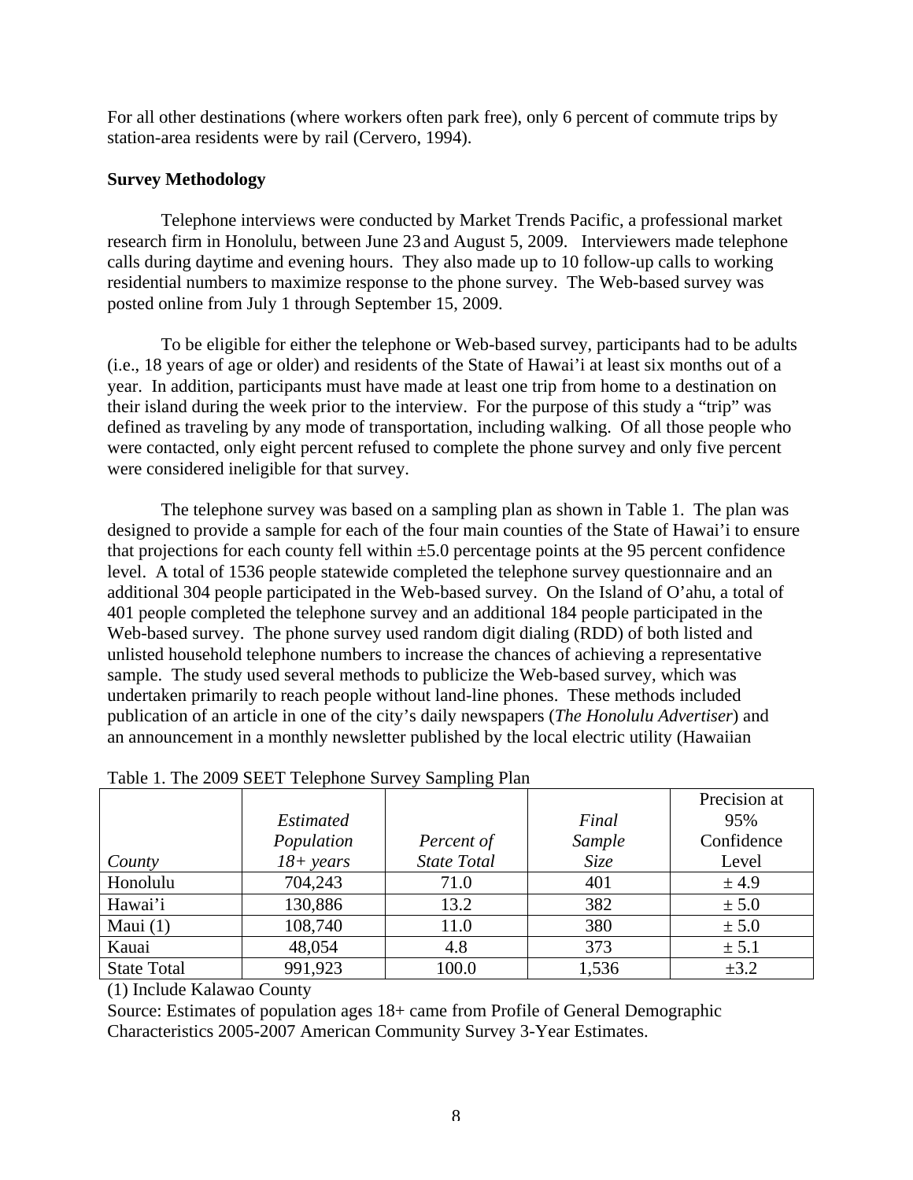For all other destinations (where workers often park free), only 6 percent of commute trips by station-area residents were by rail (Cervero, 1994).

**Survey Methodology**

Telephone interviews were conducted by Market Trends Pacific, a professional market research firm in Honolulu, between June 23 and August 5, 2009. Interviewers made telephone calls during daytime and evening hours. They also made up to 10 follow-up calls to working residential numbers to maximize response to the phone survey. The Web-based survey was posted online from July 1 through September 15, 2009.

To be eligible for either the telephone or Web-based survey, participants had to be adults (i.e., 18 years of age or older) and residents of the State of Hawai'i at least six months out of a year. In addition, participants must have made at least one trip from home to a destination on their island during the week prior to the interview. For the purpose of this study a "trip" was defined as traveling by any mode of transportation, including walking. Of all those people who were contacted, only eight percent refused to complete the phone survey and only five percent were considered ineligible for that survey.

The telephone survey was based on a sampling plan as shown in Table 1. The plan was designed to provide a sample for each of the four main counties of the State of Hawai'i to ensure that projections for each county fell within ±5.0 percentage points at the 95 percent confidence level. A total of 1536 people statewide completed the telephone survey questionnaire and an additional 304 people participated in the Web-based survey. On the Island of O'ahu, a total of 401 people completed the telephone survey and an additional 184 people participated in the Web-based survey. The phone survey used random digit dialing (RDD) of both listed and unlisted household telephone numbers to increase the chances of achieving a representative sample. The study used several methods to publicize the Web-based survey, which was undertaken primarily to reach people without land-line phones. These methods included publication of an article in one of the city's daily newspapers (*The Honolulu Advertiser*) and an announcement in a monthly newsletter published by the local electric utility (Hawaiian

Table 1. The 2009 SEET Telephone Survey Sampling Plan

| *County* | *Estimated Population 18+ years* | *Percent of State Total* | *Final Sample Size* | Precision at 95% Confidence Level |
|---|---|---|---|---|
| Honolulu | 704,243 | 71.0 | 401 | ± 4.9 |
| Hawai'i | 130,886 | 13.2 | 382 | ± 5.0 |
| Maui (1) | 108,740 | 11.0 | 380 | ± 5.0 |
| Kauai | 48,054 | 4.8 | 373 | ± 5.1 |
| State Total | 991,923 | 100.0 | 1,536 | ±3.2 |

(1) Include Kalawao County

Source: Estimates of population ages 18+ came from Profile of General Demographic Characteristics 2005-2007 American Community Survey 3-Year Estimates.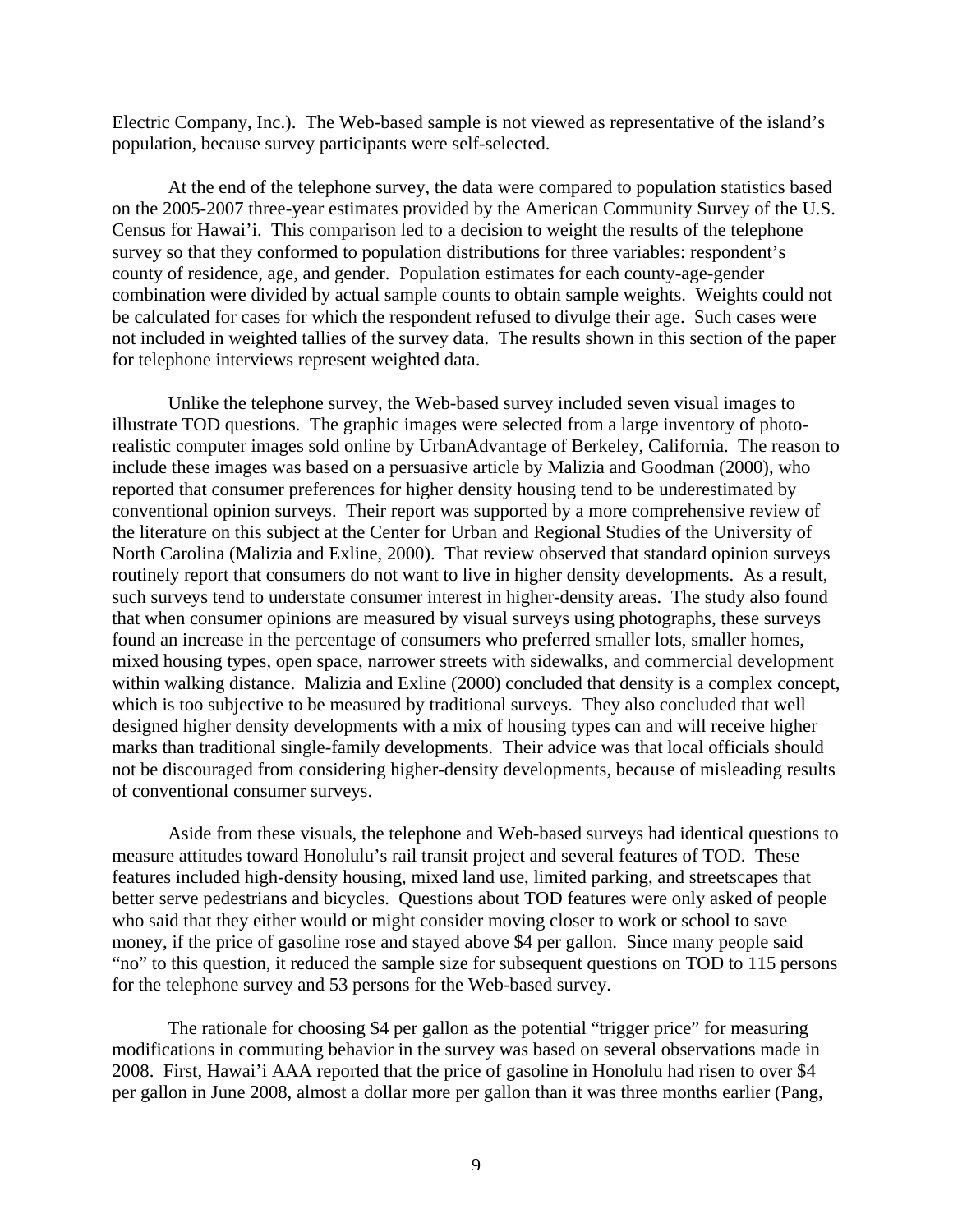Electric Company, Inc.). The Web-based sample is not viewed as representative of the island's population, because survey participants were self-selected.

At the end of the telephone survey, the data were compared to population statistics based on the 2005-2007 three-year estimates provided by the American Community Survey of the U.S. Census for Hawai'i. This comparison led to a decision to weight the results of the telephone survey so that they conformed to population distributions for three variables: respondent's county of residence, age, and gender. Population estimates for each county-age-gender combination were divided by actual sample counts to obtain sample weights. Weights could not be calculated for cases for which the respondent refused to divulge their age. Such cases were not included in weighted tallies of the survey data. The results shown in this section of the paper for telephone interviews represent weighted data.

Unlike the telephone survey, the Web-based survey included seven visual images to illustrate TOD questions. The graphic images were selected from a large inventory of photo-realistic computer images sold online by UrbanAdvantage of Berkeley, California. The reason to include these images was based on a persuasive article by Malizia and Goodman (2000), who reported that consumer preferences for higher density housing tend to be underestimated by conventional opinion surveys. Their report was supported by a more comprehensive review of the literature on this subject at the Center for Urban and Regional Studies of the University of North Carolina (Malizia and Exline, 2000). That review observed that standard opinion surveys routinely report that consumers do not want to live in higher density developments. As a result, such surveys tend to understate consumer interest in higher-density areas. The study also found that when consumer opinions are measured by visual surveys using photographs, these surveys found an increase in the percentage of consumers who preferred smaller lots, smaller homes, mixed housing types, open space, narrower streets with sidewalks, and commercial development within walking distance. Malizia and Exline (2000) concluded that density is a complex concept, which is too subjective to be measured by traditional surveys. They also concluded that well designed higher density developments with a mix of housing types can and will receive higher marks than traditional single-family developments. Their advice was that local officials should not be discouraged from considering higher-density developments, because of misleading results of conventional consumer surveys.

Aside from these visuals, the telephone and Web-based surveys had identical questions to measure attitudes toward Honolulu's rail transit project and several features of TOD. These features included high-density housing, mixed land use, limited parking, and streetscapes that better serve pedestrians and bicycles. Questions about TOD features were only asked of people who said that they either would or might consider moving closer to work or school to save money, if the price of gasoline rose and stayed above $4 per gallon. Since many people said "no" to this question, it reduced the sample size for subsequent questions on TOD to 115 persons for the telephone survey and 53 persons for the Web-based survey.

The rationale for choosing $4 per gallon as the potential "trigger price" for measuring modifications in commuting behavior in the survey was based on several observations made in 2008. First, Hawai'i AAA reported that the price of gasoline in Honolulu had risen to over $4 per gallon in June 2008, almost a dollar more per gallon than it was three months earlier (Pang,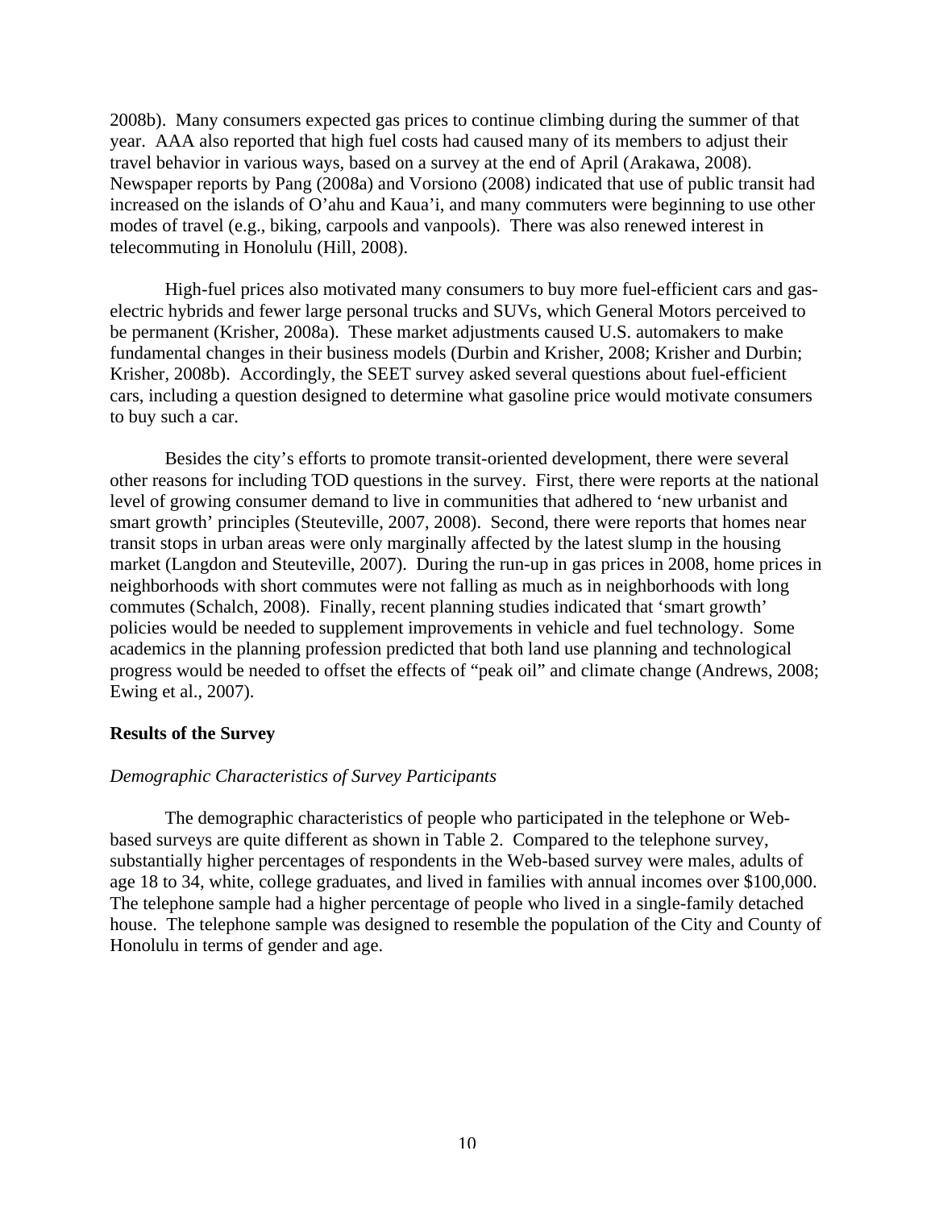2008b). Many consumers expected gas prices to continue climbing during the summer of that year. AAA also reported that high fuel costs had caused many of its members to adjust their travel behavior in various ways, based on a survey at the end of April (Arakawa, 2008). Newspaper reports by Pang (2008a) and Vorsiono (2008) indicated that use of public transit had increased on the islands of O'ahu and Kaua'i, and many commuters were beginning to use other modes of travel (e.g., biking, carpools and vanpools). There was also renewed interest in telecommuting in Honolulu (Hill, 2008).

High-fuel prices also motivated many consumers to buy more fuel-efficient cars and gas-electric hybrids and fewer large personal trucks and SUVs, which General Motors perceived to be permanent (Krisher, 2008a). These market adjustments caused U.S. automakers to make fundamental changes in their business models (Durbin and Krisher, 2008; Krisher and Durbin; Krisher, 2008b). Accordingly, the SEET survey asked several questions about fuel-efficient cars, including a question designed to determine what gasoline price would motivate consumers to buy such a car.

Besides the city's efforts to promote transit-oriented development, there were several other reasons for including TOD questions in the survey. First, there were reports at the national level of growing consumer demand to live in communities that adhered to 'new urbanist and smart growth' principles (Steuteville, 2007, 2008). Second, there were reports that homes near transit stops in urban areas were only marginally affected by the latest slump in the housing market (Langdon and Steuteville, 2007). During the run-up in gas prices in 2008, home prices in neighborhoods with short commutes were not falling as much as in neighborhoods with long commutes (Schalch, 2008). Finally, recent planning studies indicated that 'smart growth' policies would be needed to supplement improvements in vehicle and fuel technology. Some academics in the planning profession predicted that both land use planning and technological progress would be needed to offset the effects of "peak oil" and climate change (Andrews, 2008; Ewing et al., 2007).

## Results of the Survey

### *Demographic Characteristics of Survey Participants*

The demographic characteristics of people who participated in the telephone or Web-based surveys are quite different as shown in Table 2. Compared to the telephone survey, substantially higher percentages of respondents in the Web-based survey were males, adults of age 18 to 34, white, college graduates, and lived in families with annual incomes over $100,000. The telephone sample had a higher percentage of people who lived in a single-family detached house. The telephone sample was designed to resemble the population of the City and County of Honolulu in terms of gender and age.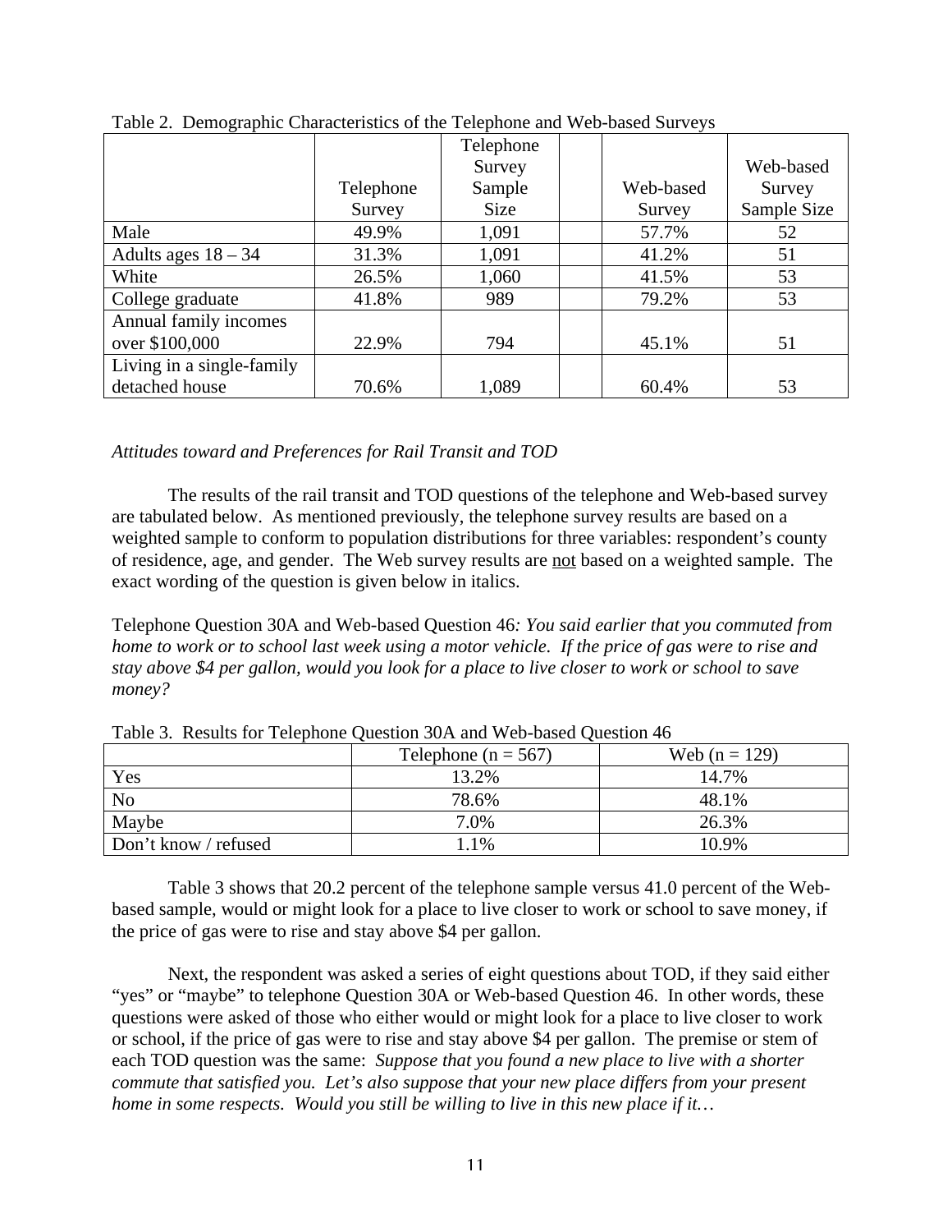Table 2. Demographic Characteristics of the Telephone and Web-based Surveys

| | Telephone Survey | Telephone Survey Sample Size | | Web-based Survey | Web-based Survey Sample Size |
|---|---|---|---|---|---|
| Male | 49.9% | 1,091 | | 57.7% | 52 |
| Adults ages 18 – 34 | 31.3% | 1,091 | | 41.2% | 51 |
| White | 26.5% | 1,060 | | 41.5% | 53 |
| College graduate | 41.8% | 989 | | 79.2% | 53 |
| Annual family incomes over $100,000 | 22.9% | 794 | | 45.1% | 51 |
| Living in a single-family detached house | 70.6% | 1,089 | | 60.4% | 53 |

*Attitudes toward and Preferences for Rail Transit and TOD*

The results of the rail transit and TOD questions of the telephone and Web-based survey are tabulated below. As mentioned previously, the telephone survey results are based on a weighted sample to conform to population distributions for three variables: respondent's county of residence, age, and gender. The Web survey results are <u>not</u> based on a weighted sample. The exact wording of the question is given below in italics.

Telephone Question 30A and Web-based Question 46*: You said earlier that you commuted from home to work or to school last week using a motor vehicle. If the price of gas were to rise and stay above $4 per gallon, would you look for a place to live closer to work or school to save money?*

Table 3. Results for Telephone Question 30A and Web-based Question 46

| | Telephone (n = 567) | Web (n = 129) |
|---|---|---|
| Yes | 13.2% | 14.7% |
| No | 78.6% | 48.1% |
| Maybe | 7.0% | 26.3% |
| Don't know / refused | 1.1% | 10.9% |

Table 3 shows that 20.2 percent of the telephone sample versus 41.0 percent of the Web-based sample, would or might look for a place to live closer to work or school to save money, if the price of gas were to rise and stay above $4 per gallon.

Next, the respondent was asked a series of eight questions about TOD, if they said either "yes" or "maybe" to telephone Question 30A or Web-based Question 46. In other words, these questions were asked of those who either would or might look for a place to live closer to work or school, if the price of gas were to rise and stay above $4 per gallon. The premise or stem of each TOD question was the same: *Suppose that you found a new place to live with a shorter commute that satisfied you. Let's also suppose that your new place differs from your present home in some respects. Would you still be willing to live in this new place if it…*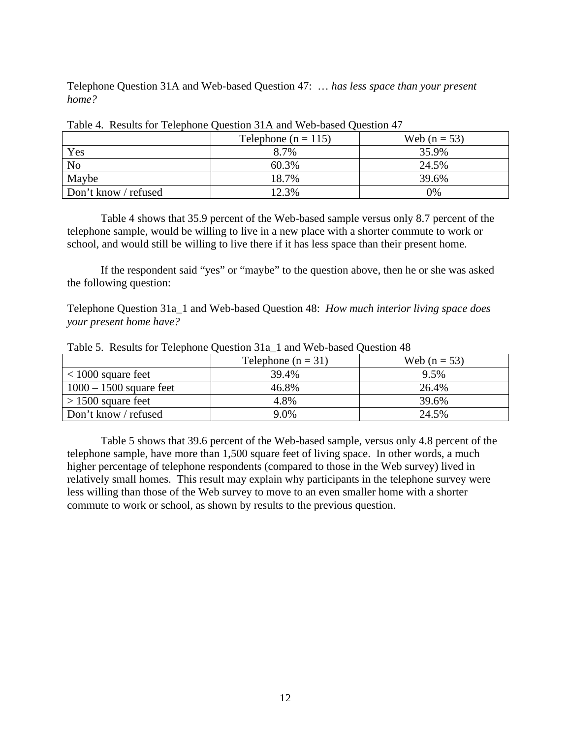Telephone Question 31A and Web-based Question 47: … *has less space than your present home?*

Table 4. Results for Telephone Question 31A and Web-based Question 47

| | Telephone (n = 115) | Web (n = 53) |
|---|---|---|
| Yes | 8.7% | 35.9% |
| No | 60.3% | 24.5% |
| Maybe | 18.7% | 39.6% |
| Don't know / refused | 12.3% | 0% |

Table 4 shows that 35.9 percent of the Web-based sample versus only 8.7 percent of the telephone sample, would be willing to live in a new place with a shorter commute to work or school, and would still be willing to live there if it has less space than their present home.

If the respondent said "yes" or "maybe" to the question above, then he or she was asked the following question:

Telephone Question 31a_1 and Web-based Question 48: *How much interior living space does your present home have?*

Table 5. Results for Telephone Question 31a_1 and Web-based Question 48

| | Telephone (n = 31) | Web (n = 53) |
|---|---|---|
| < 1000 square feet | 39.4% | 9.5% |
| 1000 – 1500 square feet | 46.8% | 26.4% |
| > 1500 square feet | 4.8% | 39.6% |
| Don't know / refused | 9.0% | 24.5% |

Table 5 shows that 39.6 percent of the Web-based sample, versus only 4.8 percent of the telephone sample, have more than 1,500 square feet of living space. In other words, a much higher percentage of telephone respondents (compared to those in the Web survey) lived in relatively small homes. This result may explain why participants in the telephone survey were less willing than those of the Web survey to move to an even smaller home with a shorter commute to work or school, as shown by results to the previous question.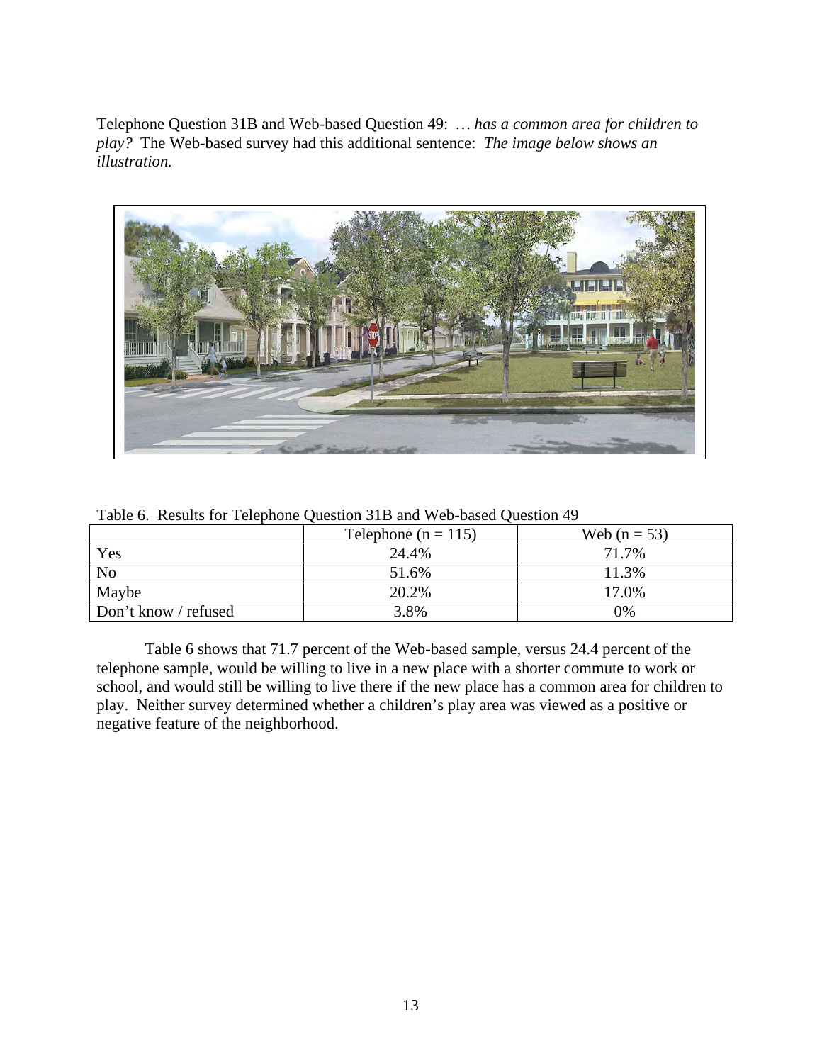Telephone Question 31B and Web-based Question 49: … *has a common area for children to play?* The Web-based survey had this additional sentence: *The image below shows an illustration.*

Table 6. Results for Telephone Question 31B and Web-based Question 49

| | Telephone (n = 115) | Web (n = 53) |
|---|---|---|
| Yes | 24.4% | 71.7% |
| No | 51.6% | 11.3% |
| Maybe | 20.2% | 17.0% |
| Don't know / refused | 3.8% | 0% |

Table 6 shows that 71.7 percent of the Web-based sample, versus 24.4 percent of the telephone sample, would be willing to live in a new place with a shorter commute to work or school, and would still be willing to live there if the new place has a common area for children to play. Neither survey determined whether a children's play area was viewed as a positive or negative feature of the neighborhood.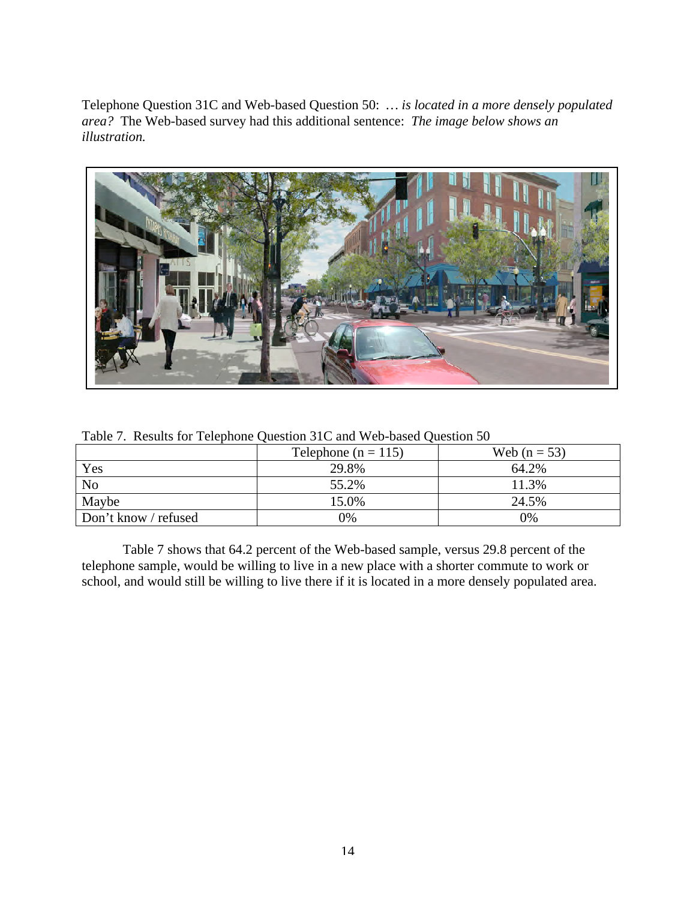Telephone Question 31C and Web-based Question 50: *… is located in a more densely populated area?* The Web-based survey had this additional sentence: *The image below shows an illustration.*

Table 7. Results for Telephone Question 31C and Web-based Question 50

| | Telephone (n = 115) | Web (n = 53) |
|---|---|---|
| Yes | 29.8% | 64.2% |
| No | 55.2% | 11.3% |
| Maybe | 15.0% | 24.5% |
| Don't know / refused | 0% | 0% |

Table 7 shows that 64.2 percent of the Web-based sample, versus 29.8 percent of the telephone sample, would be willing to live in a new place with a shorter commute to work or school, and would still be willing to live there if it is located in a more densely populated area.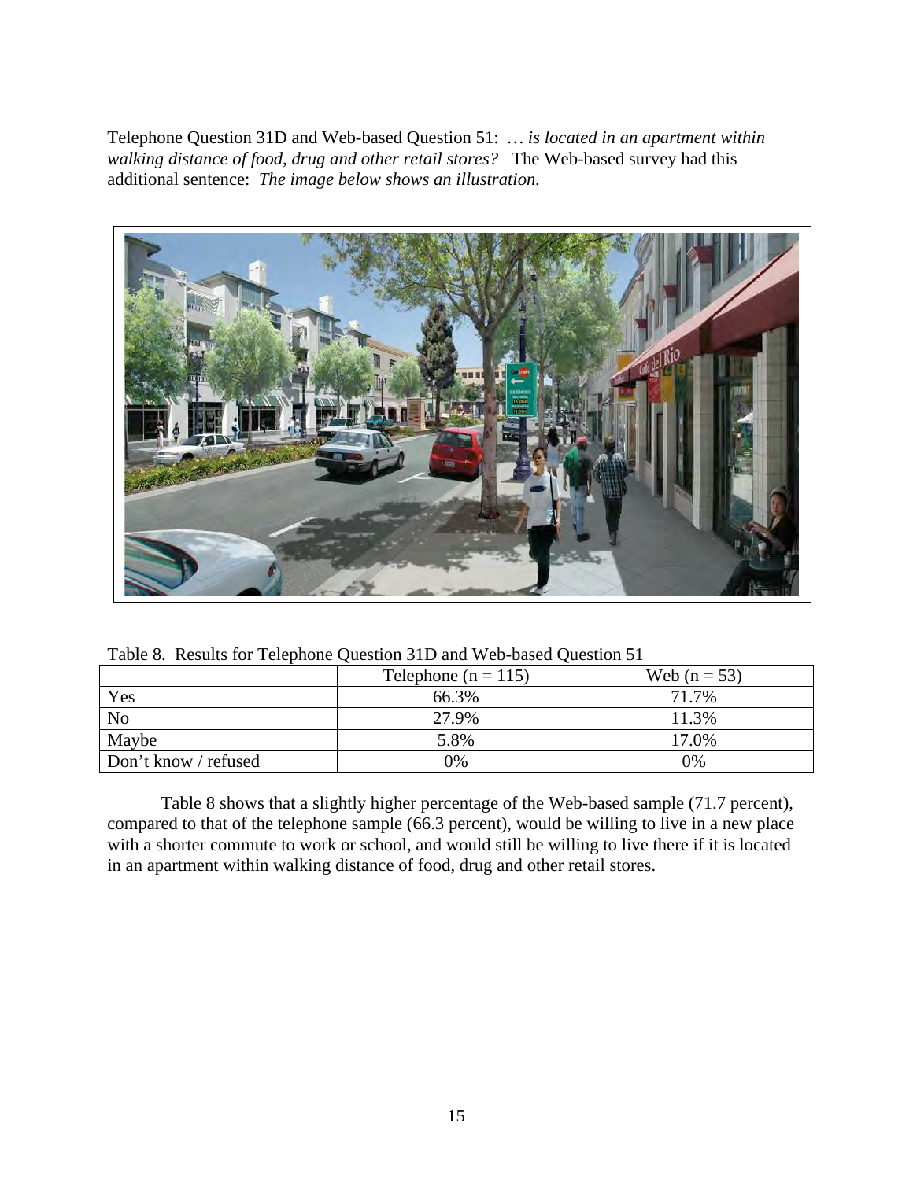Telephone Question 31D and Web-based Question 51: … *is located in an apartment within walking distance of food, drug and other retail stores?* The Web-based survey had this additional sentence: *The image below shows an illustration.*

Table 8. Results for Telephone Question 31D and Web-based Question 51

| | Telephone (n = 115) | Web (n = 53) |
|---|---|---|
| Yes | 66.3% | 71.7% |
| No | 27.9% | 11.3% |
| Maybe | 5.8% | 17.0% |
| Don't know / refused | 0% | 0% |

Table 8 shows that a slightly higher percentage of the Web-based sample (71.7 percent), compared to that of the telephone sample (66.3 percent), would be willing to live in a new place with a shorter commute to work or school, and would still be willing to live there if it is located in an apartment within walking distance of food, drug and other retail stores.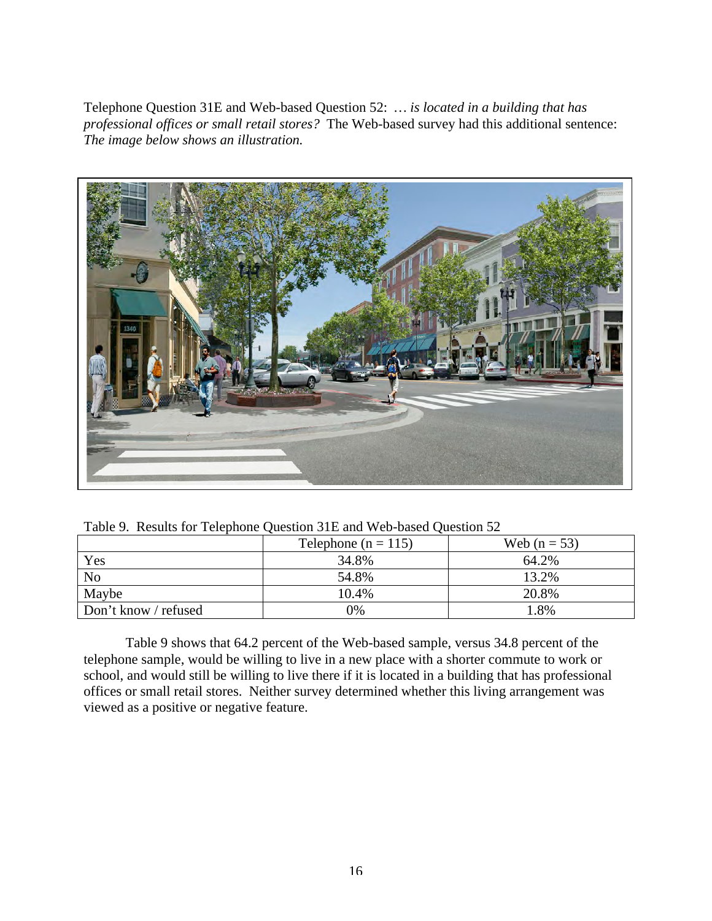Telephone Question 31E and Web-based Question 52: … *is located in a building that has professional offices or small retail stores?* The Web-based survey had this additional sentence: *The image below shows an illustration.*

Table 9. Results for Telephone Question 31E and Web-based Question 52

| | Telephone (n = 115) | Web (n = 53) |
|---|---|---|
| Yes | 34.8% | 64.2% |
| No | 54.8% | 13.2% |
| Maybe | 10.4% | 20.8% |
| Don't know / refused | 0% | 1.8% |

Table 9 shows that 64.2 percent of the Web-based sample, versus 34.8 percent of the telephone sample, would be willing to live in a new place with a shorter commute to work or school, and would still be willing to live there if it is located in a building that has professional offices or small retail stores. Neither survey determined whether this living arrangement was viewed as a positive or negative feature.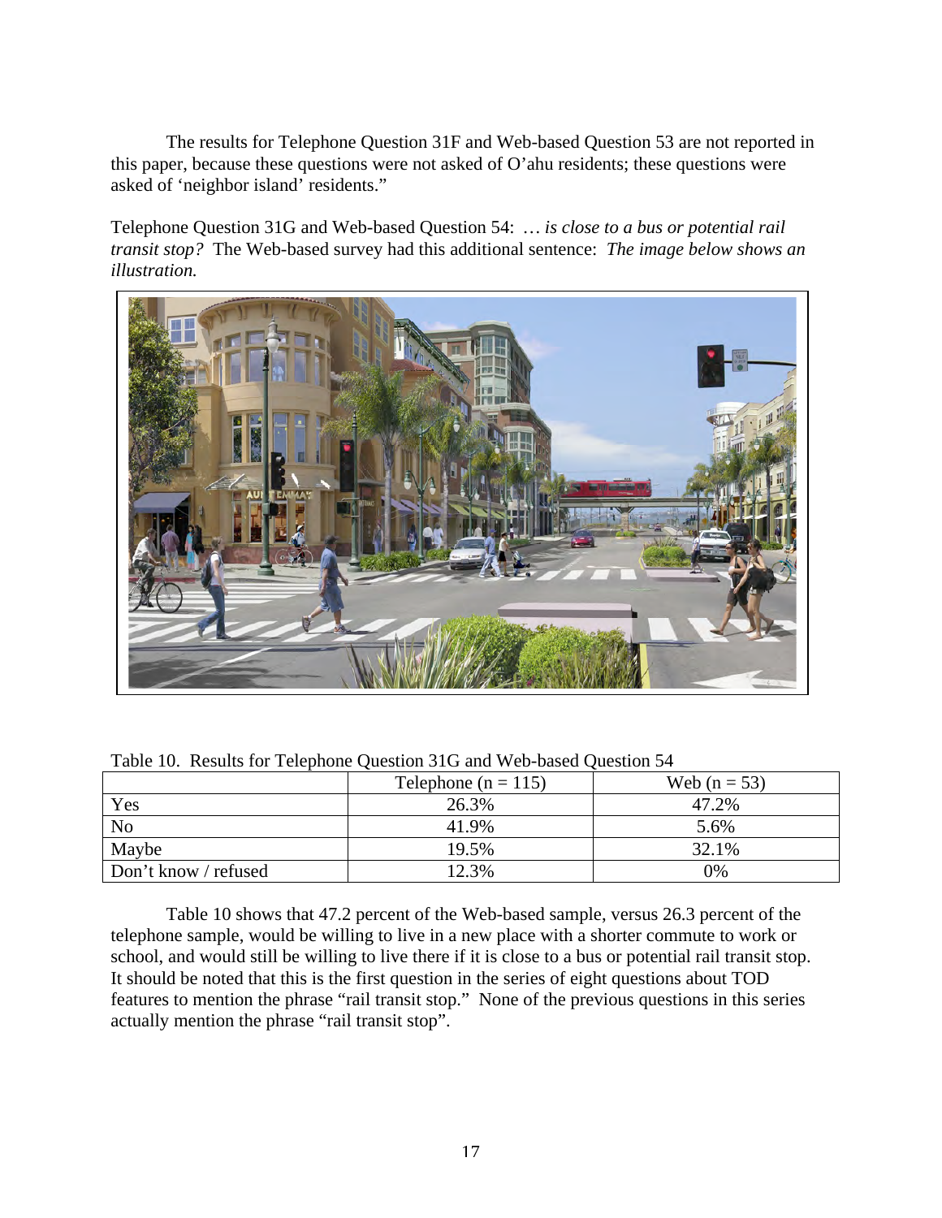The results for Telephone Question 31F and Web-based Question 53 are not reported in this paper, because these questions were not asked of O'ahu residents; these questions were asked of 'neighbor island' residents."

Telephone Question 31G and Web-based Question 54: … *is close to a bus or potential rail transit stop?* The Web-based survey had this additional sentence: *The image below shows an illustration.*

Table 10. Results for Telephone Question 31G and Web-based Question 54

| | Telephone (n = 115) | Web (n = 53) |
|---|---|---|
| Yes | 26.3% | 47.2% |
| No | 41.9% | 5.6% |
| Maybe | 19.5% | 32.1% |
| Don't know / refused | 12.3% | 0% |

Table 10 shows that 47.2 percent of the Web-based sample, versus 26.3 percent of the telephone sample, would be willing to live in a new place with a shorter commute to work or school, and would still be willing to live there if it is close to a bus or potential rail transit stop. It should be noted that this is the first question in the series of eight questions about TOD features to mention the phrase "rail transit stop." None of the previous questions in this series actually mention the phrase "rail transit stop".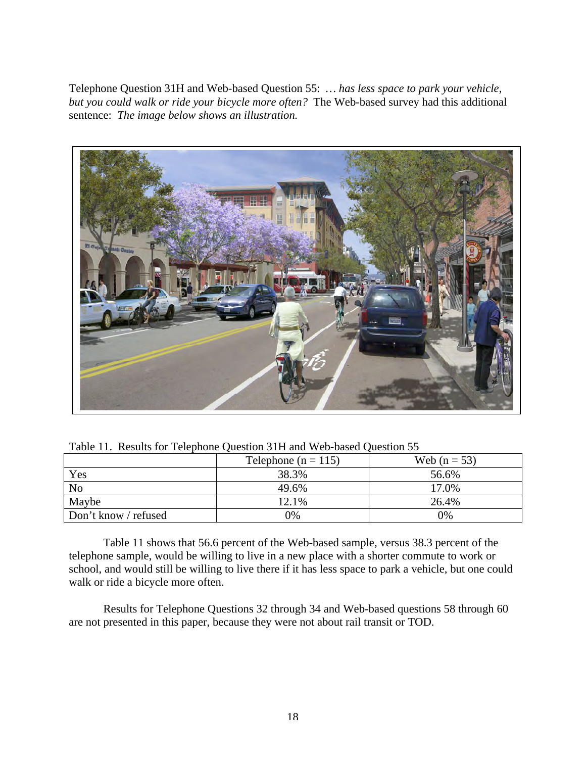Telephone Question 31H and Web-based Question 55: … *has less space to park your vehicle, but you could walk or ride your bicycle more often?* The Web-based survey had this additional sentence: *The image below shows an illustration.*

Table 11. Results for Telephone Question 31H and Web-based Question 55

| | Telephone (n = 115) | Web (n = 53) |
|---|---|---|
| Yes | 38.3% | 56.6% |
| No | 49.6% | 17.0% |
| Maybe | 12.1% | 26.4% |
| Don't know / refused | 0% | 0% |

Table 11 shows that 56.6 percent of the Web-based sample, versus 38.3 percent of the telephone sample, would be willing to live in a new place with a shorter commute to work or school, and would still be willing to live there if it has less space to park a vehicle, but one could walk or ride a bicycle more often.

Results for Telephone Questions 32 through 34 and Web-based questions 58 through 60 are not presented in this paper, because they were not about rail transit or TOD.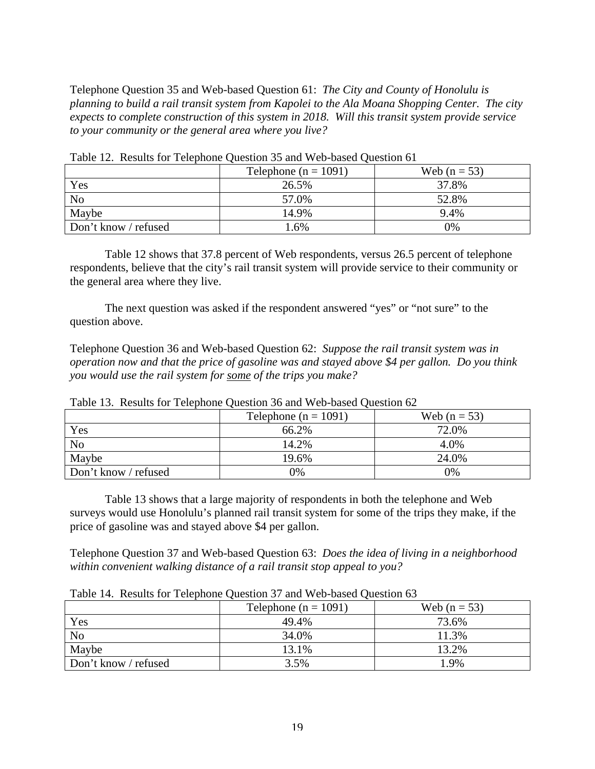Telephone Question 35 and Web-based Question 61: *The City and County of Honolulu is planning to build a rail transit system from Kapolei to the Ala Moana Shopping Center. The city expects to complete construction of this system in 2018. Will this transit system provide service to your community or the general area where you live?*

Table 12. Results for Telephone Question 35 and Web-based Question 61

| | Telephone (n = 1091) | Web (n = 53) |
|---|---|---|
| Yes | 26.5% | 37.8% |
| No | 57.0% | 52.8% |
| Maybe | 14.9% | 9.4% |
| Don't know / refused | 1.6% | 0% |

Table 12 shows that 37.8 percent of Web respondents, versus 26.5 percent of telephone respondents, believe that the city's rail transit system will provide service to their community or the general area where they live.

The next question was asked if the respondent answered "yes" or "not sure" to the question above.

Telephone Question 36 and Web-based Question 62: *Suppose the rail transit system was in operation now and that the price of gasoline was and stayed above $4 per gallon. Do you think you would use the rail system for <u>some</u> of the trips you make?*

Table 13. Results for Telephone Question 36 and Web-based Question 62

| | Telephone (n = 1091) | Web (n = 53) |
|---|---|---|
| Yes | 66.2% | 72.0% |
| No | 14.2% | 4.0% |
| Maybe | 19.6% | 24.0% |
| Don't know / refused | 0% | 0% |

Table 13 shows that a large majority of respondents in both the telephone and Web surveys would use Honolulu's planned rail transit system for some of the trips they make, if the price of gasoline was and stayed above $4 per gallon.

Telephone Question 37 and Web-based Question 63: *Does the idea of living in a neighborhood within convenient walking distance of a rail transit stop appeal to you?*

Table 14. Results for Telephone Question 37 and Web-based Question 63

| | Telephone (n = 1091) | Web (n = 53) |
|---|---|---|
| Yes | 49.4% | 73.6% |
| No | 34.0% | 11.3% |
| Maybe | 13.1% | 13.2% |
| Don't know / refused | 3.5% | 1.9% |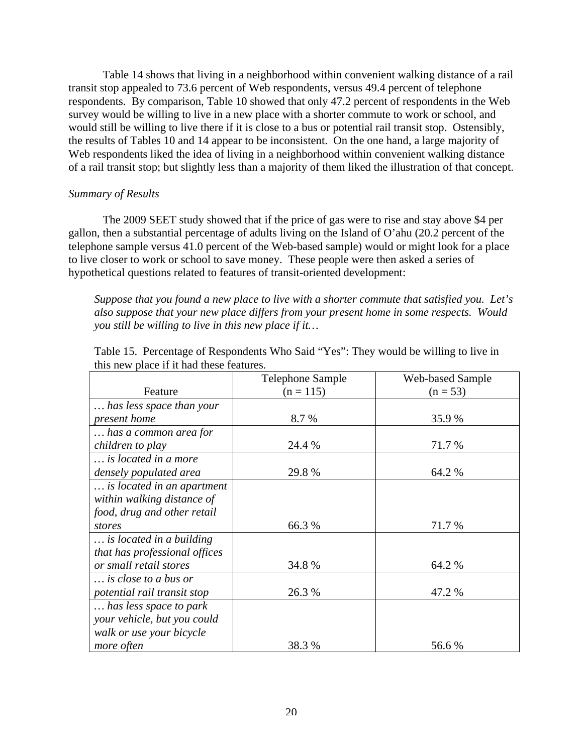Table 14 shows that living in a neighborhood within convenient walking distance of a rail transit stop appealed to 73.6 percent of Web respondents, versus 49.4 percent of telephone respondents. By comparison, Table 10 showed that only 47.2 percent of respondents in the Web survey would be willing to live in a new place with a shorter commute to work or school, and would still be willing to live there if it is close to a bus or potential rail transit stop. Ostensibly, the results of Tables 10 and 14 appear to be inconsistent. On the one hand, a large majority of Web respondents liked the idea of living in a neighborhood within convenient walking distance of a rail transit stop; but slightly less than a majority of them liked the illustration of that concept.

*Summary of Results*

The 2009 SEET study showed that if the price of gas were to rise and stay above $4 per gallon, then a substantial percentage of adults living on the Island of O'ahu (20.2 percent of the telephone sample versus 41.0 percent of the Web-based sample) would or might look for a place to live closer to work or school to save money. These people were then asked a series of hypothetical questions related to features of transit-oriented development:

> *Suppose that you found a new place to live with a shorter commute that satisfied you. Let's also suppose that your new place differs from your present home in some respects. Would you still be willing to live in this new place if it…*

Table 15. Percentage of Respondents Who Said "Yes": They would be willing to live in this new place if it had these features.

| Feature | Telephone Sample (n = 115) | Web-based Sample (n = 53) |
|---|---|---|
| *… has less space than your present home* | 8.7 % | 35.9 % |
| *… has a common area for children to play* | 24.4 % | 71.7 % |
| *… is located in a more densely populated area* | 29.8 % | 64.2 % |
| *… is located in an apartment within walking distance of food, drug and other retail stores* | 66.3 % | 71.7 % |
| *… is located in a building that has professional offices or small retail stores* | 34.8 % | 64.2 % |
| *… is close to a bus or potential rail transit stop* | 26.3 % | 47.2 % |
| *… has less space to park your vehicle, but you could walk or use your bicycle more often* | 38.3 % | 56.6 % |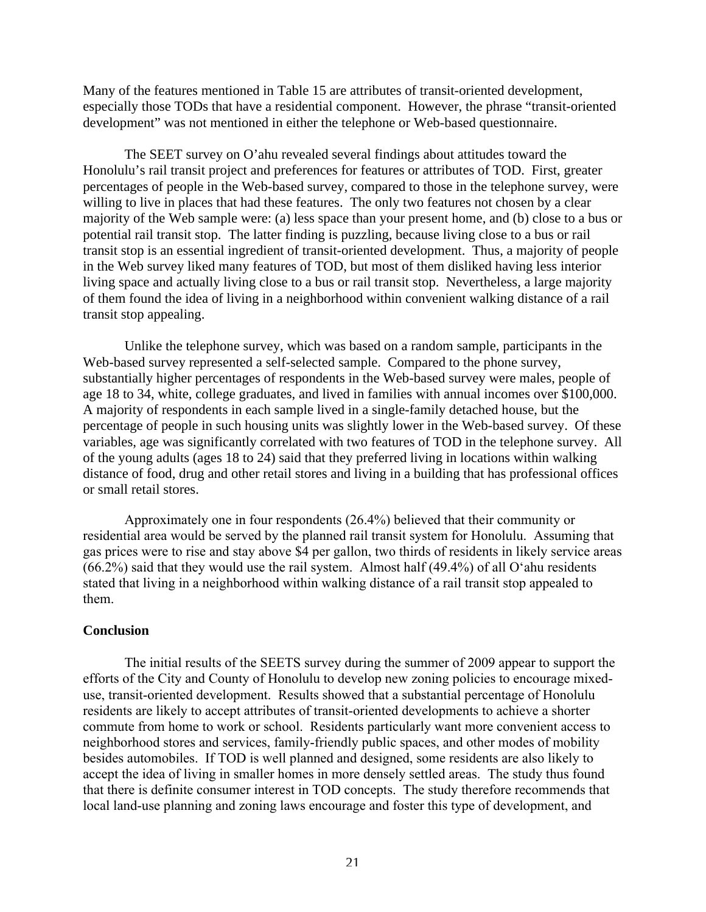Many of the features mentioned in Table 15 are attributes of transit-oriented development, especially those TODs that have a residential component. However, the phrase "transit-oriented development" was not mentioned in either the telephone or Web-based questionnaire.

The SEET survey on O'ahu revealed several findings about attitudes toward the Honolulu's rail transit project and preferences for features or attributes of TOD. First, greater percentages of people in the Web-based survey, compared to those in the telephone survey, were willing to live in places that had these features. The only two features not chosen by a clear majority of the Web sample were: (a) less space than your present home, and (b) close to a bus or potential rail transit stop. The latter finding is puzzling, because living close to a bus or rail transit stop is an essential ingredient of transit-oriented development. Thus, a majority of people in the Web survey liked many features of TOD, but most of them disliked having less interior living space and actually living close to a bus or rail transit stop. Nevertheless, a large majority of them found the idea of living in a neighborhood within convenient walking distance of a rail transit stop appealing.

Unlike the telephone survey, which was based on a random sample, participants in the Web-based survey represented a self-selected sample. Compared to the phone survey, substantially higher percentages of respondents in the Web-based survey were males, people of age 18 to 34, white, college graduates, and lived in families with annual incomes over $100,000. A majority of respondents in each sample lived in a single-family detached house, but the percentage of people in such housing units was slightly lower in the Web-based survey. Of these variables, age was significantly correlated with two features of TOD in the telephone survey. All of the young adults (ages 18 to 24) said that they preferred living in locations within walking distance of food, drug and other retail stores and living in a building that has professional offices or small retail stores.

Approximately one in four respondents (26.4%) believed that their community or residential area would be served by the planned rail transit system for Honolulu. Assuming that gas prices were to rise and stay above $4 per gallon, two thirds of residents in likely service areas (66.2%) said that they would use the rail system. Almost half (49.4%) of all O'ahu residents stated that living in a neighborhood within walking distance of a rail transit stop appealed to them.

## Conclusion

The initial results of the SEETS survey during the summer of 2009 appear to support the efforts of the City and County of Honolulu to develop new zoning policies to encourage mixed-use, transit-oriented development. Results showed that a substantial percentage of Honolulu residents are likely to accept attributes of transit-oriented developments to achieve a shorter commute from home to work or school. Residents particularly want more convenient access to neighborhood stores and services, family-friendly public spaces, and other modes of mobility besides automobiles. If TOD is well planned and designed, some residents are also likely to accept the idea of living in smaller homes in more densely settled areas. The study thus found that there is definite consumer interest in TOD concepts. The study therefore recommends that local land-use planning and zoning laws encourage and foster this type of development, and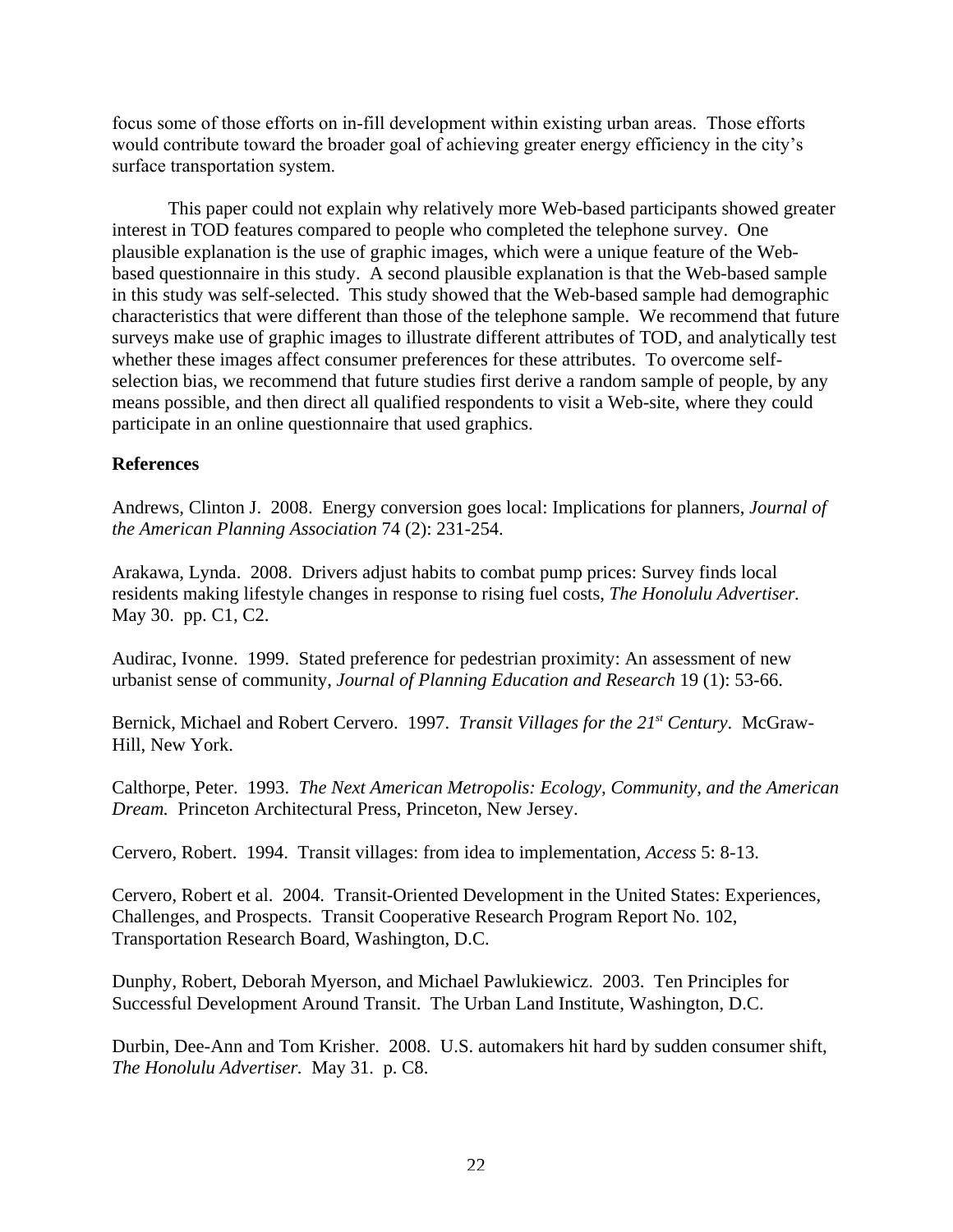focus some of those efforts on in-fill development within existing urban areas. Those efforts would contribute toward the broader goal of achieving greater energy efficiency in the city's surface transportation system.

This paper could not explain why relatively more Web-based participants showed greater interest in TOD features compared to people who completed the telephone survey. One plausible explanation is the use of graphic images, which were a unique feature of the Web-based questionnaire in this study. A second plausible explanation is that the Web-based sample in this study was self-selected. This study showed that the Web-based sample had demographic characteristics that were different than those of the telephone sample. We recommend that future surveys make use of graphic images to illustrate different attributes of TOD, and analytically test whether these images affect consumer preferences for these attributes. To overcome self-selection bias, we recommend that future studies first derive a random sample of people, by any means possible, and then direct all qualified respondents to visit a Web-site, where they could participate in an online questionnaire that used graphics.

**References**

Andrews, Clinton J. 2008. Energy conversion goes local: Implications for planners, *Journal of the American Planning Association* 74 (2): 231-254.

Arakawa, Lynda. 2008. Drivers adjust habits to combat pump prices: Survey finds local residents making lifestyle changes in response to rising fuel costs, *The Honolulu Advertiser.* May 30. pp. C1, C2.

Audirac, Ivonne. 1999. Stated preference for pedestrian proximity: An assessment of new urbanist sense of community, *Journal of Planning Education and Research* 19 (1): 53-66.

Bernick, Michael and Robert Cervero. 1997. *Transit Villages for the 21st Century*. McGraw-Hill, New York.

Calthorpe, Peter. 1993. *The Next American Metropolis: Ecology, Community, and the American Dream.* Princeton Architectural Press, Princeton, New Jersey.

Cervero, Robert. 1994. Transit villages: from idea to implementation, *Access* 5: 8-13.

Cervero, Robert et al. 2004. Transit-Oriented Development in the United States: Experiences, Challenges, and Prospects. Transit Cooperative Research Program Report No. 102, Transportation Research Board, Washington, D.C.

Dunphy, Robert, Deborah Myerson, and Michael Pawlukiewicz. 2003. Ten Principles for Successful Development Around Transit. The Urban Land Institute, Washington, D.C.

Durbin, Dee-Ann and Tom Krisher. 2008. U.S. automakers hit hard by sudden consumer shift, *The Honolulu Advertiser.* May 31. p. C8.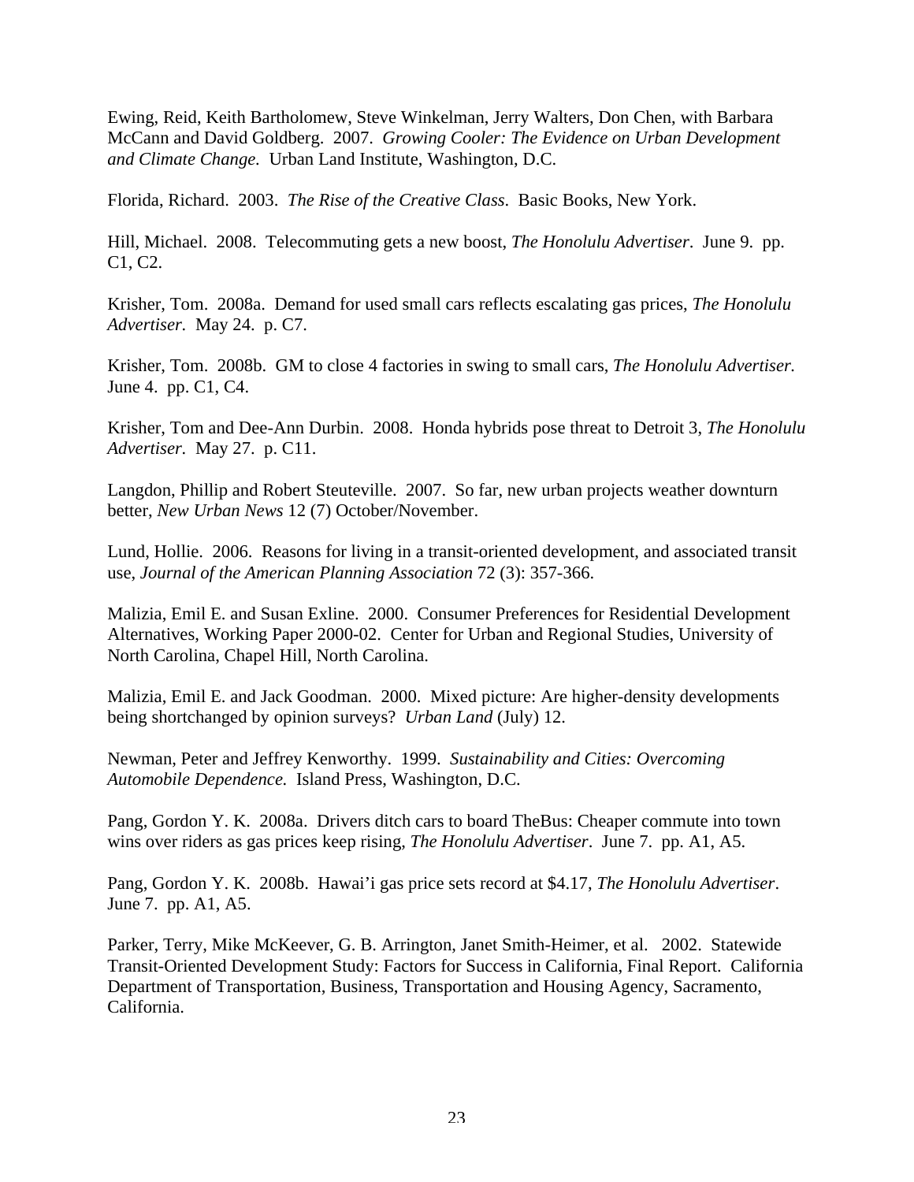Ewing, Reid, Keith Bartholomew, Steve Winkelman, Jerry Walters, Don Chen, with Barbara McCann and David Goldberg. 2007. *Growing Cooler: The Evidence on Urban Development and Climate Change.* Urban Land Institute, Washington, D.C.

Florida, Richard. 2003. *The Rise of the Creative Class*. Basic Books, New York.

Hill, Michael. 2008. Telecommuting gets a new boost, *The Honolulu Advertiser*. June 9. pp. C1, C2.

Krisher, Tom. 2008a. Demand for used small cars reflects escalating gas prices, *The Honolulu Advertiser.* May 24. p. C7.

Krisher, Tom. 2008b. GM to close 4 factories in swing to small cars, *The Honolulu Advertiser.* June 4. pp. C1, C4.

Krisher, Tom and Dee-Ann Durbin. 2008. Honda hybrids pose threat to Detroit 3, *The Honolulu Advertiser.* May 27. p. C11.

Langdon, Phillip and Robert Steuteville. 2007. So far, new urban projects weather downturn better, *New Urban News* 12 (7) October/November.

Lund, Hollie. 2006. Reasons for living in a transit-oriented development, and associated transit use, *Journal of the American Planning Association* 72 (3): 357-366.

Malizia, Emil E. and Susan Exline. 2000. Consumer Preferences for Residential Development Alternatives, Working Paper 2000-02. Center for Urban and Regional Studies, University of North Carolina, Chapel Hill, North Carolina.

Malizia, Emil E. and Jack Goodman. 2000. Mixed picture: Are higher-density developments being shortchanged by opinion surveys? *Urban Land* (July) 12.

Newman, Peter and Jeffrey Kenworthy. 1999. *Sustainability and Cities: Overcoming Automobile Dependence.* Island Press, Washington, D.C.

Pang, Gordon Y. K. 2008a. Drivers ditch cars to board TheBus: Cheaper commute into town wins over riders as gas prices keep rising, *The Honolulu Advertiser*. June 7. pp. A1, A5.

Pang, Gordon Y. K. 2008b. Hawai'i gas price sets record at $4.17, *The Honolulu Advertiser*. June 7. pp. A1, A5.

Parker, Terry, Mike McKeever, G. B. Arrington, Janet Smith-Heimer, et al. 2002. Statewide Transit-Oriented Development Study: Factors for Success in California, Final Report. California Department of Transportation, Business, Transportation and Housing Agency, Sacramento, California.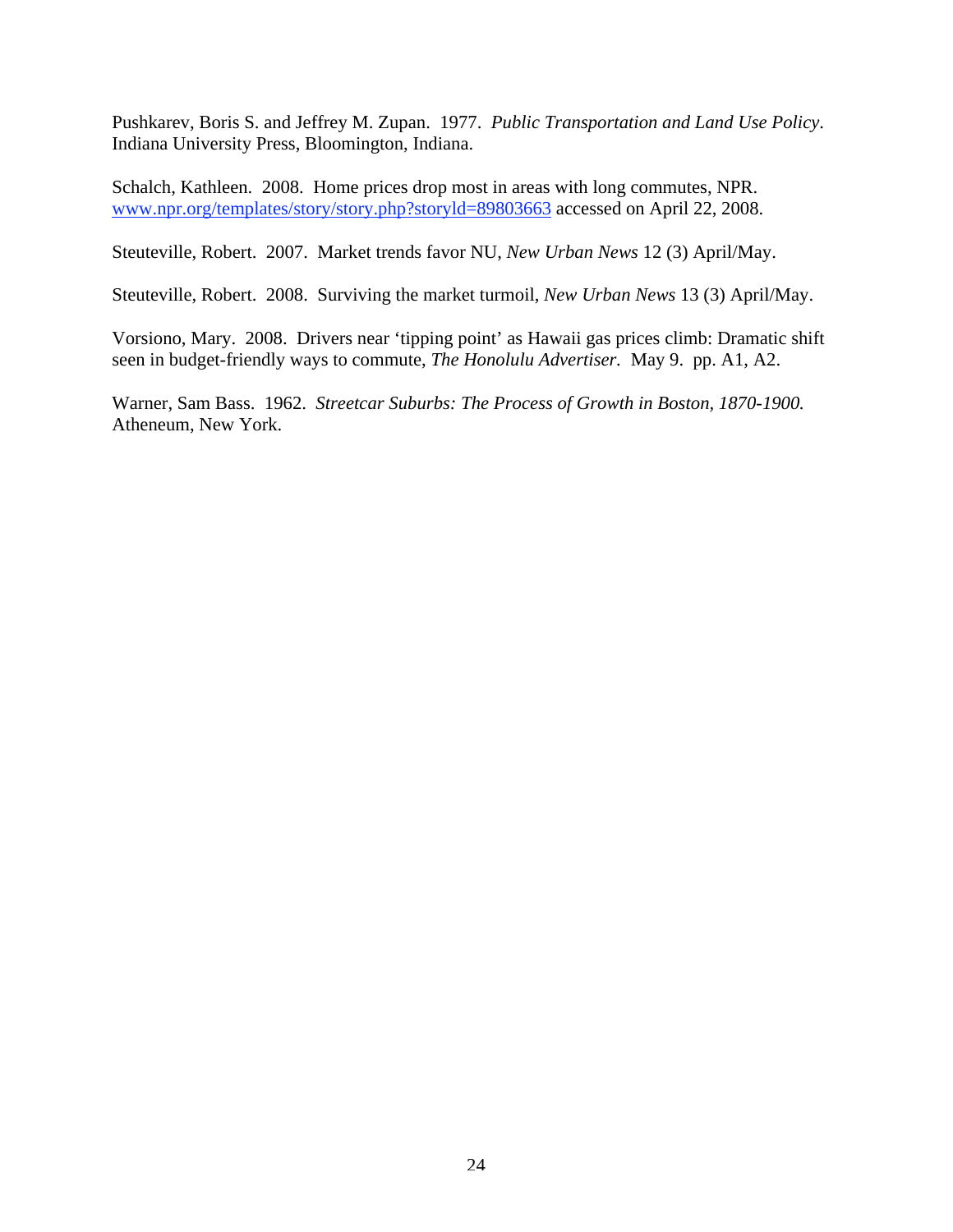Pushkarev, Boris S. and Jeffrey M. Zupan. 1977. *Public Transportation and Land Use Policy*. Indiana University Press, Bloomington, Indiana.

Schalch, Kathleen. 2008. Home prices drop most in areas with long commutes, NPR. [www.npr.org/templates/story/story.php?storyld=89803663](www.npr.org/templates/story/story.php?storyld=89803663) accessed on April 22, 2008.

Steuteville, Robert. 2007. Market trends favor NU, *New Urban News* 12 (3) April/May.

Steuteville, Robert. 2008. Surviving the market turmoil, *New Urban News* 13 (3) April/May.

Vorsiono, Mary. 2008. Drivers near 'tipping point' as Hawaii gas prices climb: Dramatic shift seen in budget-friendly ways to commute, *The Honolulu Advertiser*. May 9. pp. A1, A2.

Warner, Sam Bass. 1962. *Streetcar Suburbs: The Process of Growth in Boston, 1870-1900.* Atheneum, New York.